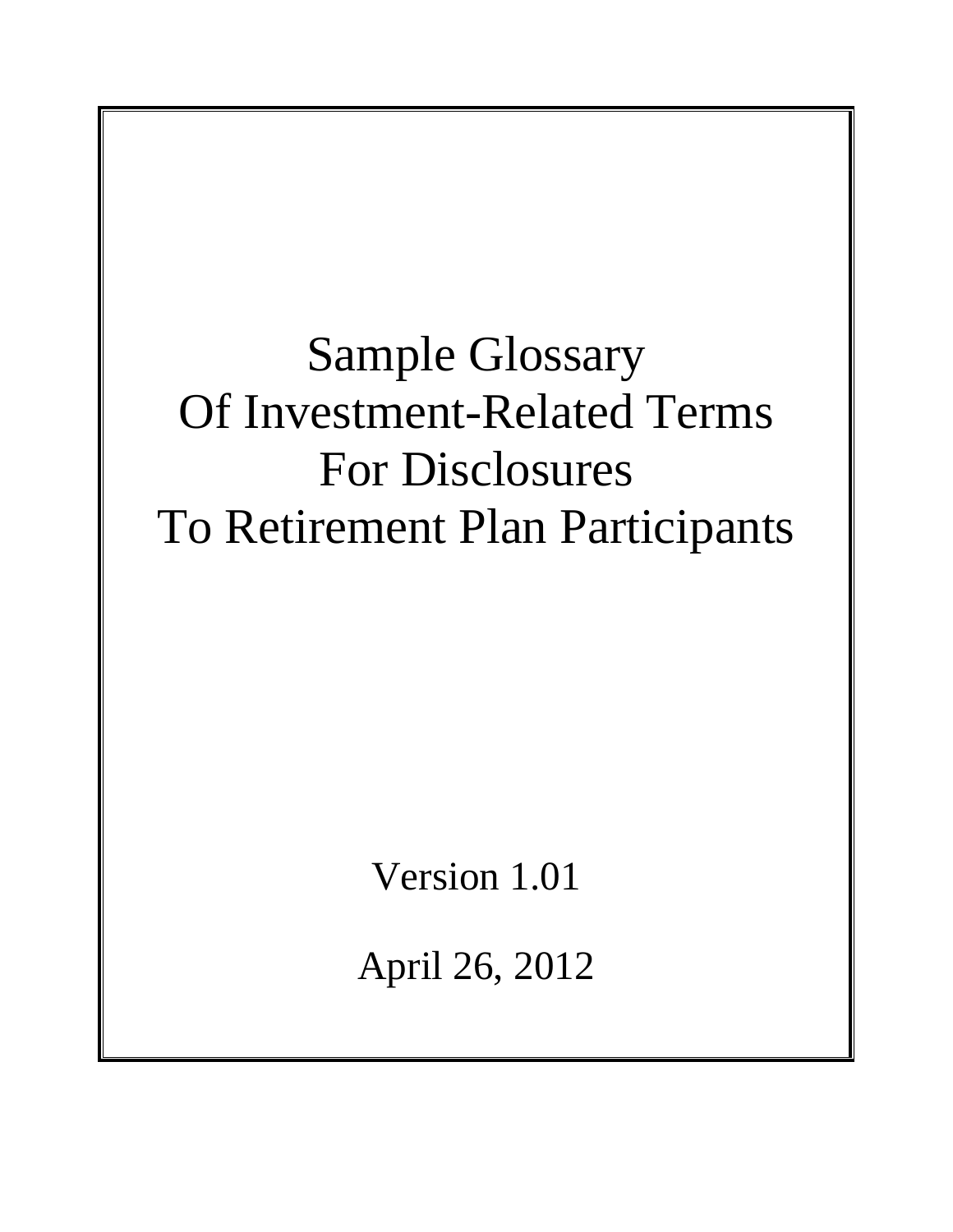# Sample Glossary Of Investment-Related Terms For Disclosures To Retirement Plan Participants

Version 1.01

April 26, 2012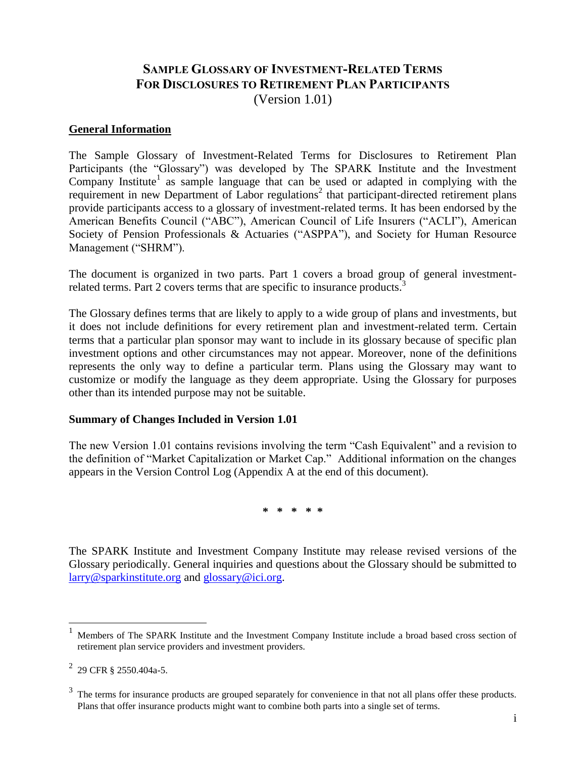# Sample Glossary of Investment-Related Terms For Disclosures to Retirement Plan Participants

(Version 1.01)

## General Information

The Sample Glossary of Investment-Related Terms for Disclosures to Retirement Plan Participants (the "Glossary") was developed by The SPARK Institute and the Investment Company Institute[1] as sample language that can be used or adapted in complying with the requirement in new Department of Labor regulations[2] that participant-directed retirement plans provide participants access to a glossary of investment-related terms. It has been endorsed by the American Benefits Council ("ABC"), American Council of Life Insurers ("ACLI"), American Society of Pension Professionals & Actuaries ("ASPPA"), and Society for Human Resource Management ("SHRM").

The document is organized in two parts. Part 1 covers a broad group of general investment-related terms. Part 2 covers terms that are specific to insurance products.[3]

The Glossary defines terms that are likely to apply to a wide group of plans and investments, but it does not include definitions for every retirement plan and investment-related term. Certain terms that a particular plan sponsor may want to include in its glossary because of specific plan investment options and other circumstances may not appear. Moreover, none of the definitions represents the only way to define a particular term. Plans using the Glossary may want to customize or modify the language as they deem appropriate. Using the Glossary for purposes other than its intended purpose may not be suitable.

### Summary of Changes Included in Version 1.01

The new Version 1.01 contains revisions involving the term "Cash Equivalent" and a revision to the definition of "Market Capitalization or Market Cap." Additional information on the changes appears in the Version Control Log (Appendix A at the end of this document).

**\* \* \* \* \***

The SPARK Institute and Investment Company Institute may release revised versions of the Glossary periodically. General inquiries and questions about the Glossary should be submitted to larry@sparkinstitute.org and glossary@ici.org.

---

[1] Members of The SPARK Institute and the Investment Company Institute include a broad based cross section of retirement plan service providers and investment providers.

[2] 29 CFR § 2550.404a-5.

[3] The terms for insurance products are grouped separately for convenience in that not all plans offer these products. Plans that offer insurance products might want to combine both parts into a single set of terms.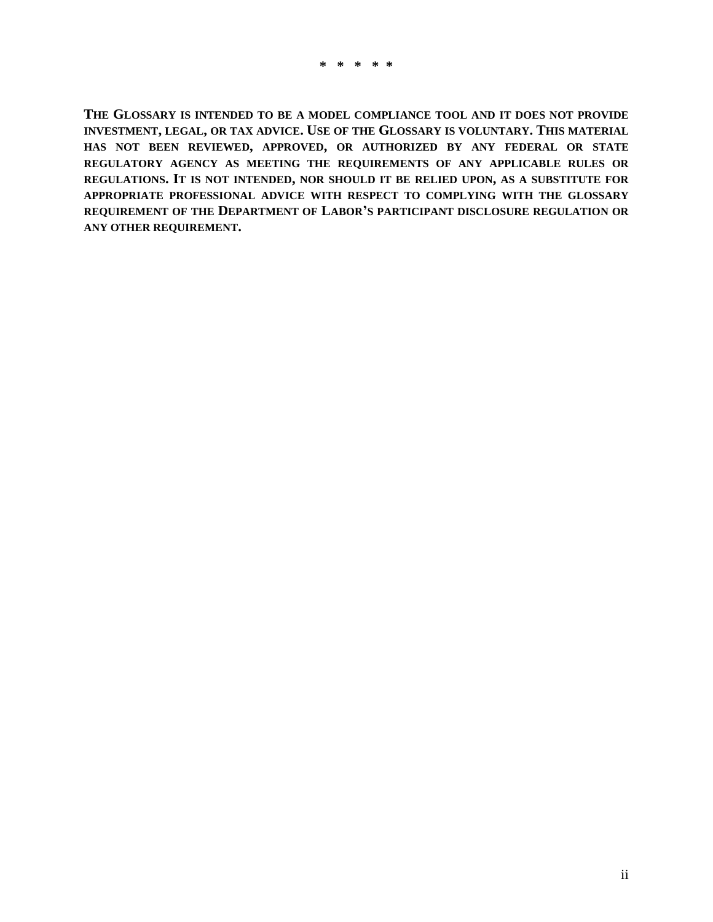\* \* \* \* \*

**THE GLOSSARY IS INTENDED TO BE A MODEL COMPLIANCE TOOL AND IT DOES NOT PROVIDE INVESTMENT, LEGAL, OR TAX ADVICE. USE OF THE GLOSSARY IS VOLUNTARY. THIS MATERIAL HAS NOT BEEN REVIEWED, APPROVED, OR AUTHORIZED BY ANY FEDERAL OR STATE REGULATORY AGENCY AS MEETING THE REQUIREMENTS OF ANY APPLICABLE RULES OR REGULATIONS. IT IS NOT INTENDED, NOR SHOULD IT BE RELIED UPON, AS A SUBSTITUTE FOR APPROPRIATE PROFESSIONAL ADVICE WITH RESPECT TO COMPLYING WITH THE GLOSSARY REQUIREMENT OF THE DEPARTMENT OF LABOR'S PARTICIPANT DISCLOSURE REGULATION OR ANY OTHER REQUIREMENT.**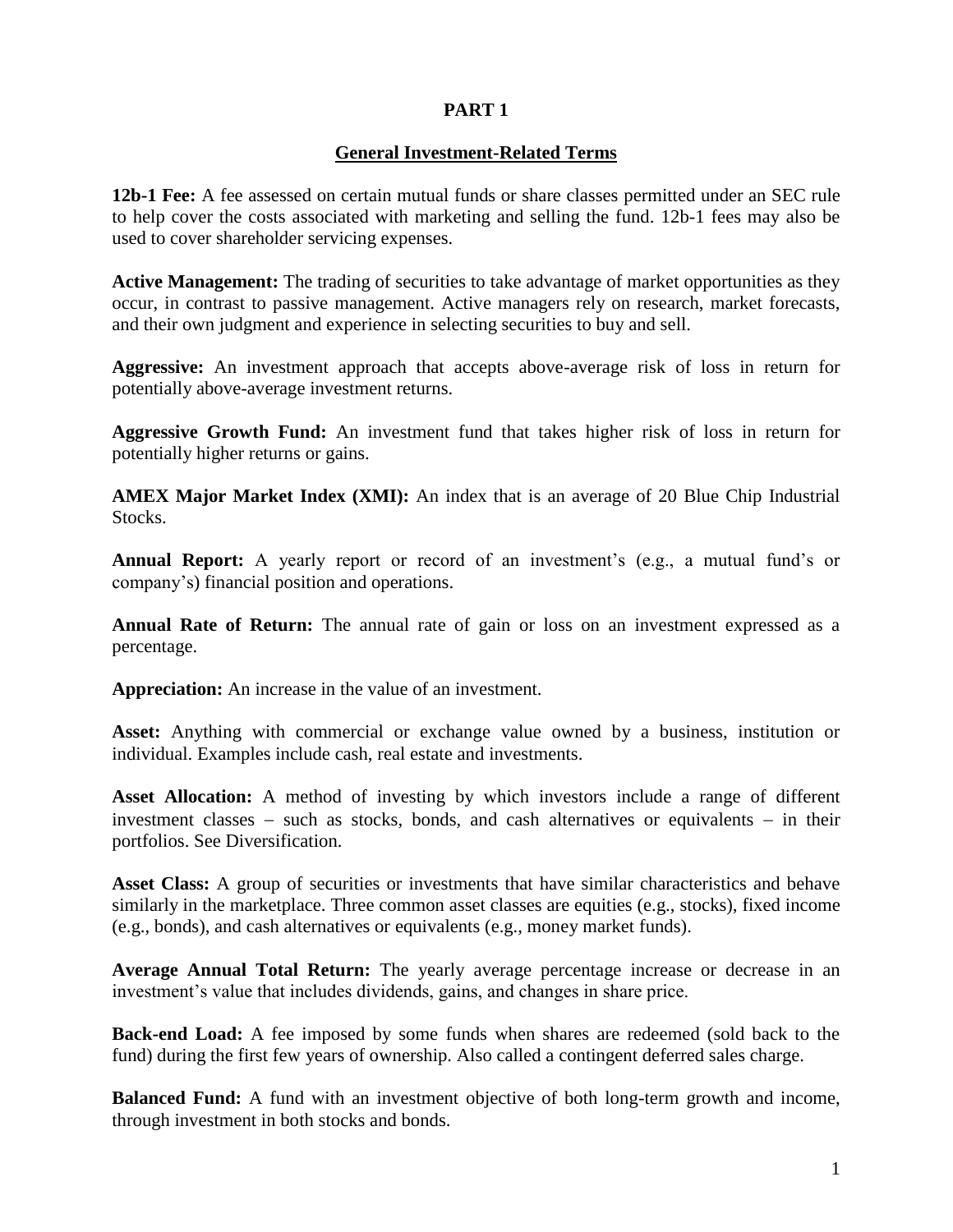# PART 1

## General Investment-Related Terms

**12b-1 Fee:** A fee assessed on certain mutual funds or share classes permitted under an SEC rule to help cover the costs associated with marketing and selling the fund. 12b-1 fees may also be used to cover shareholder servicing expenses.

**Active Management:** The trading of securities to take advantage of market opportunities as they occur, in contrast to passive management. Active managers rely on research, market forecasts, and their own judgment and experience in selecting securities to buy and sell.

**Aggressive:** An investment approach that accepts above-average risk of loss in return for potentially above-average investment returns.

**Aggressive Growth Fund:** An investment fund that takes higher risk of loss in return for potentially higher returns or gains.

**AMEX Major Market Index (XMI):** An index that is an average of 20 Blue Chip Industrial Stocks.

**Annual Report:** A yearly report or record of an investment's (e.g., a mutual fund's or company's) financial position and operations.

**Annual Rate of Return:** The annual rate of gain or loss on an investment expressed as a percentage.

**Appreciation:** An increase in the value of an investment.

**Asset:** Anything with commercial or exchange value owned by a business, institution or individual. Examples include cash, real estate and investments.

**Asset Allocation:** A method of investing by which investors include a range of different investment classes – such as stocks, bonds, and cash alternatives or equivalents – in their portfolios. See Diversification.

**Asset Class:** A group of securities or investments that have similar characteristics and behave similarly in the marketplace. Three common asset classes are equities (e.g., stocks), fixed income (e.g., bonds), and cash alternatives or equivalents (e.g., money market funds).

**Average Annual Total Return:** The yearly average percentage increase or decrease in an investment's value that includes dividends, gains, and changes in share price.

**Back-end Load:** A fee imposed by some funds when shares are redeemed (sold back to the fund) during the first few years of ownership. Also called a contingent deferred sales charge.

**Balanced Fund:** A fund with an investment objective of both long-term growth and income, through investment in both stocks and bonds.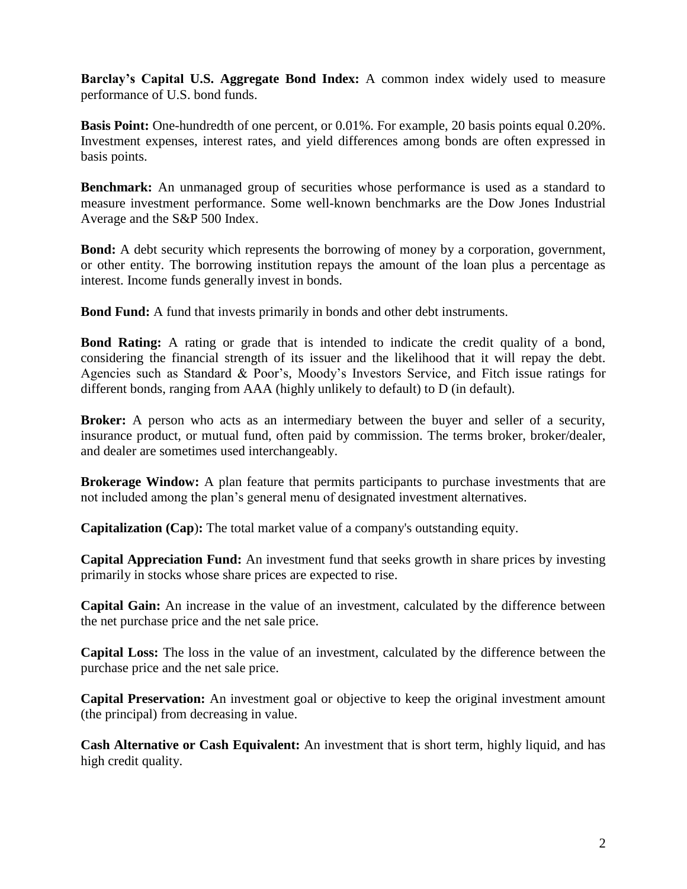**Barclay's Capital U.S. Aggregate Bond Index:** A common index widely used to measure performance of U.S. bond funds.

**Basis Point:** One-hundredth of one percent, or 0.01%. For example, 20 basis points equal 0.20%. Investment expenses, interest rates, and yield differences among bonds are often expressed in basis points.

**Benchmark:** An unmanaged group of securities whose performance is used as a standard to measure investment performance. Some well-known benchmarks are the Dow Jones Industrial Average and the S&P 500 Index.

**Bond:** A debt security which represents the borrowing of money by a corporation, government, or other entity. The borrowing institution repays the amount of the loan plus a percentage as interest. Income funds generally invest in bonds.

**Bond Fund:** A fund that invests primarily in bonds and other debt instruments.

**Bond Rating:** A rating or grade that is intended to indicate the credit quality of a bond, considering the financial strength of its issuer and the likelihood that it will repay the debt. Agencies such as Standard & Poor's, Moody's Investors Service, and Fitch issue ratings for different bonds, ranging from AAA (highly unlikely to default) to D (in default).

**Broker:** A person who acts as an intermediary between the buyer and seller of a security, insurance product, or mutual fund, often paid by commission. The terms broker, broker/dealer, and dealer are sometimes used interchangeably.

**Brokerage Window:** A plan feature that permits participants to purchase investments that are not included among the plan's general menu of designated investment alternatives.

**Capitalization (Cap):** The total market value of a company's outstanding equity.

**Capital Appreciation Fund:** An investment fund that seeks growth in share prices by investing primarily in stocks whose share prices are expected to rise.

**Capital Gain:** An increase in the value of an investment, calculated by the difference between the net purchase price and the net sale price.

**Capital Loss:** The loss in the value of an investment, calculated by the difference between the purchase price and the net sale price.

**Capital Preservation:** An investment goal or objective to keep the original investment amount (the principal) from decreasing in value.

**Cash Alternative or Cash Equivalent:** An investment that is short term, highly liquid, and has high credit quality.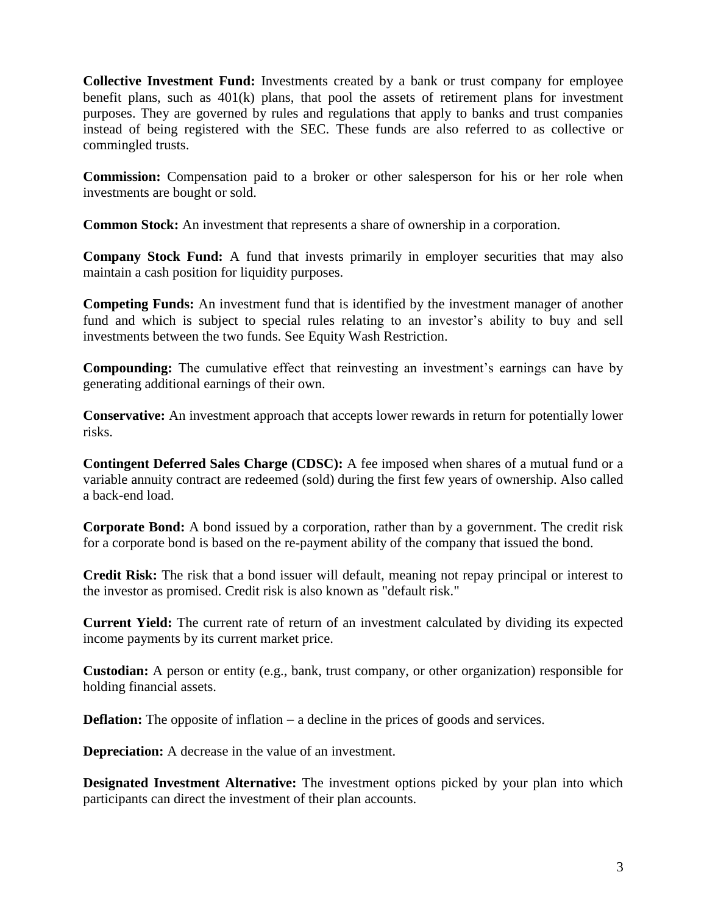**Collective Investment Fund:** Investments created by a bank or trust company for employee benefit plans, such as 401(k) plans, that pool the assets of retirement plans for investment purposes. They are governed by rules and regulations that apply to banks and trust companies instead of being registered with the SEC. These funds are also referred to as collective or commingled trusts.

**Commission:** Compensation paid to a broker or other salesperson for his or her role when investments are bought or sold.

**Common Stock:** An investment that represents a share of ownership in a corporation.

**Company Stock Fund:** A fund that invests primarily in employer securities that may also maintain a cash position for liquidity purposes.

**Competing Funds:** An investment fund that is identified by the investment manager of another fund and which is subject to special rules relating to an investor's ability to buy and sell investments between the two funds. See Equity Wash Restriction.

**Compounding:** The cumulative effect that reinvesting an investment's earnings can have by generating additional earnings of their own.

**Conservative:** An investment approach that accepts lower rewards in return for potentially lower risks.

**Contingent Deferred Sales Charge (CDSC):** A fee imposed when shares of a mutual fund or a variable annuity contract are redeemed (sold) during the first few years of ownership. Also called a back-end load.

**Corporate Bond:** A bond issued by a corporation, rather than by a government. The credit risk for a corporate bond is based on the re-payment ability of the company that issued the bond.

**Credit Risk:** The risk that a bond issuer will default, meaning not repay principal or interest to the investor as promised. Credit risk is also known as "default risk."

**Current Yield:** The current rate of return of an investment calculated by dividing its expected income payments by its current market price.

**Custodian:** A person or entity (e.g., bank, trust company, or other organization) responsible for holding financial assets.

**Deflation:** The opposite of inflation – a decline in the prices of goods and services.

**Depreciation:** A decrease in the value of an investment.

**Designated Investment Alternative:** The investment options picked by your plan into which participants can direct the investment of their plan accounts.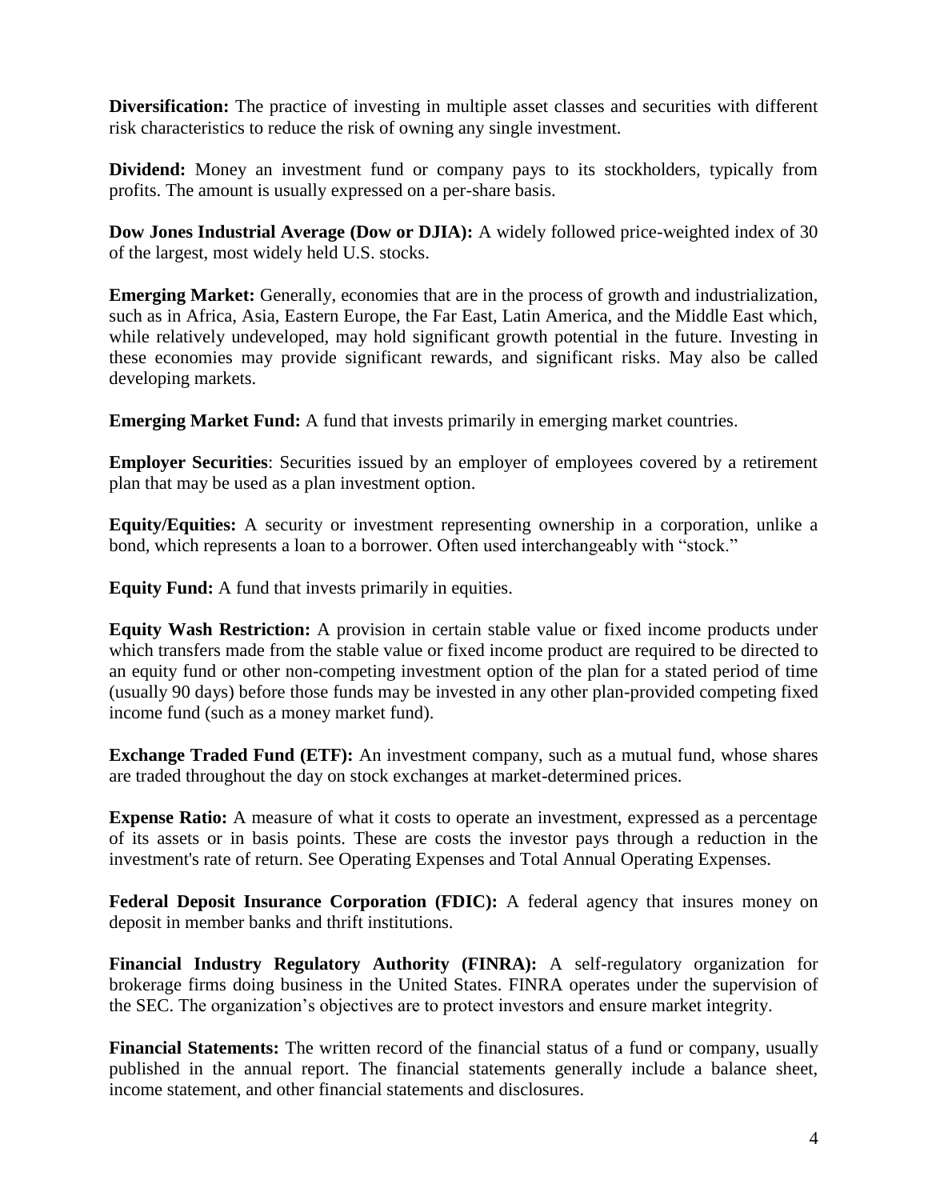**Diversification:** The practice of investing in multiple asset classes and securities with different risk characteristics to reduce the risk of owning any single investment.

**Dividend:** Money an investment fund or company pays to its stockholders, typically from profits. The amount is usually expressed on a per-share basis.

**Dow Jones Industrial Average (Dow or DJIA):** A widely followed price-weighted index of 30 of the largest, most widely held U.S. stocks.

**Emerging Market:** Generally, economies that are in the process of growth and industrialization, such as in Africa, Asia, Eastern Europe, the Far East, Latin America, and the Middle East which, while relatively undeveloped, may hold significant growth potential in the future. Investing in these economies may provide significant rewards, and significant risks. May also be called developing markets.

**Emerging Market Fund:** A fund that invests primarily in emerging market countries.

**Employer Securities**: Securities issued by an employer of employees covered by a retirement plan that may be used as a plan investment option.

**Equity/Equities:** A security or investment representing ownership in a corporation, unlike a bond, which represents a loan to a borrower. Often used interchangeably with "stock."

**Equity Fund:** A fund that invests primarily in equities.

**Equity Wash Restriction:** A provision in certain stable value or fixed income products under which transfers made from the stable value or fixed income product are required to be directed to an equity fund or other non-competing investment option of the plan for a stated period of time (usually 90 days) before those funds may be invested in any other plan-provided competing fixed income fund (such as a money market fund).

**Exchange Traded Fund (ETF):** An investment company, such as a mutual fund, whose shares are traded throughout the day on stock exchanges at market-determined prices.

**Expense Ratio:** A measure of what it costs to operate an investment, expressed as a percentage of its assets or in basis points. These are costs the investor pays through a reduction in the investment's rate of return. See Operating Expenses and Total Annual Operating Expenses.

**Federal Deposit Insurance Corporation (FDIC):** A federal agency that insures money on deposit in member banks and thrift institutions.

**Financial Industry Regulatory Authority (FINRA):** A self-regulatory organization for brokerage firms doing business in the United States. FINRA operates under the supervision of the SEC. The organization's objectives are to protect investors and ensure market integrity.

**Financial Statements:** The written record of the financial status of a fund or company, usually published in the annual report. The financial statements generally include a balance sheet, income statement, and other financial statements and disclosures.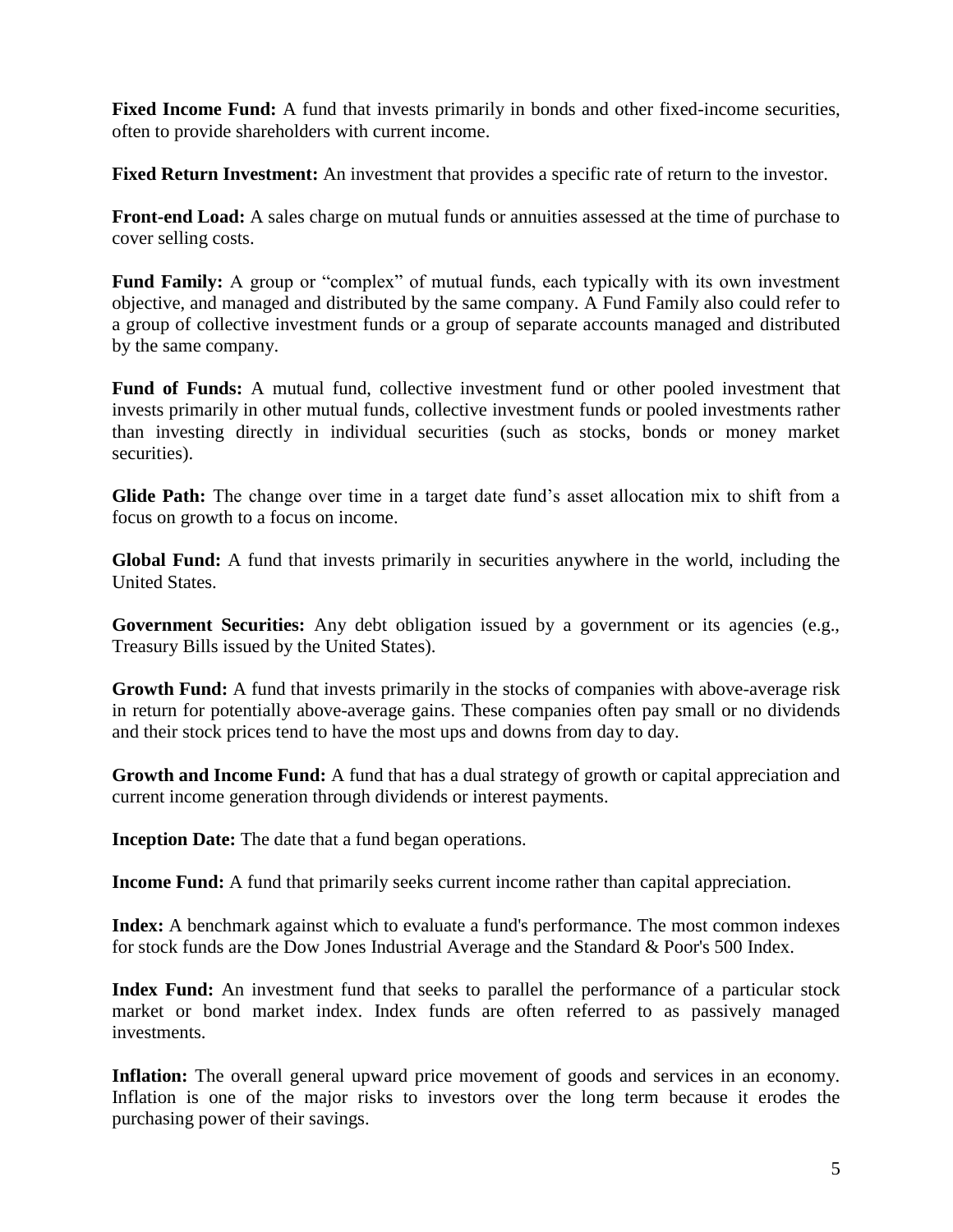**Fixed Income Fund:** A fund that invests primarily in bonds and other fixed-income securities, often to provide shareholders with current income.

**Fixed Return Investment:** An investment that provides a specific rate of return to the investor.

**Front-end Load:** A sales charge on mutual funds or annuities assessed at the time of purchase to cover selling costs.

**Fund Family:** A group or "complex" of mutual funds, each typically with its own investment objective, and managed and distributed by the same company. A Fund Family also could refer to a group of collective investment funds or a group of separate accounts managed and distributed by the same company.

**Fund of Funds:** A mutual fund, collective investment fund or other pooled investment that invests primarily in other mutual funds, collective investment funds or pooled investments rather than investing directly in individual securities (such as stocks, bonds or money market securities).

**Glide Path:** The change over time in a target date fund's asset allocation mix to shift from a focus on growth to a focus on income.

**Global Fund:** A fund that invests primarily in securities anywhere in the world, including the United States.

**Government Securities:** Any debt obligation issued by a government or its agencies (e.g., Treasury Bills issued by the United States).

**Growth Fund:** A fund that invests primarily in the stocks of companies with above-average risk in return for potentially above-average gains. These companies often pay small or no dividends and their stock prices tend to have the most ups and downs from day to day.

**Growth and Income Fund:** A fund that has a dual strategy of growth or capital appreciation and current income generation through dividends or interest payments.

**Inception Date:** The date that a fund began operations.

**Income Fund:** A fund that primarily seeks current income rather than capital appreciation.

**Index:** A benchmark against which to evaluate a fund's performance. The most common indexes for stock funds are the Dow Jones Industrial Average and the Standard & Poor's 500 Index.

**Index Fund:** An investment fund that seeks to parallel the performance of a particular stock market or bond market index. Index funds are often referred to as passively managed investments.

**Inflation:** The overall general upward price movement of goods and services in an economy. Inflation is one of the major risks to investors over the long term because it erodes the purchasing power of their savings.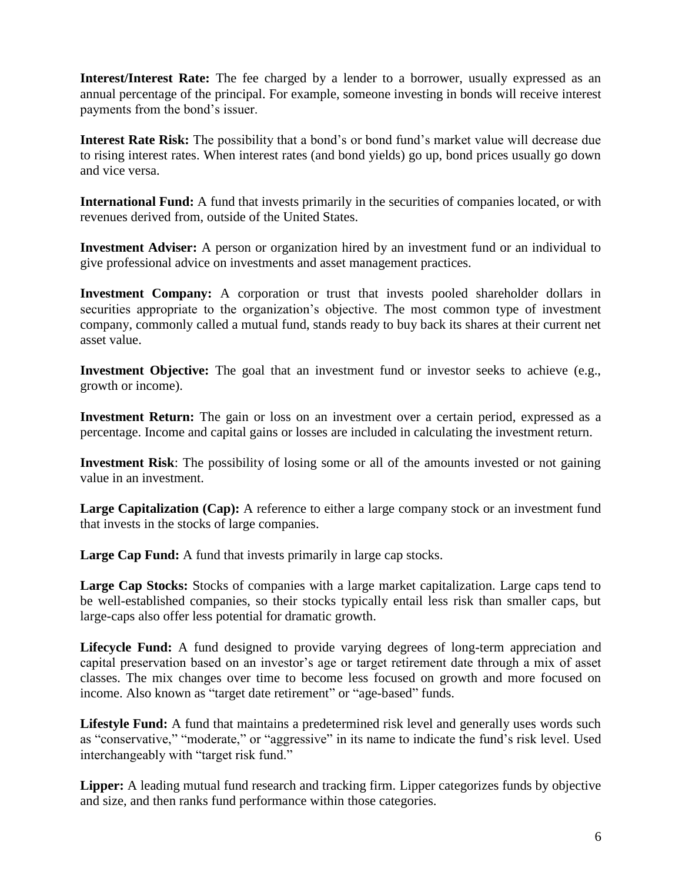**Interest/Interest Rate:** The fee charged by a lender to a borrower, usually expressed as an annual percentage of the principal. For example, someone investing in bonds will receive interest payments from the bond's issuer.

**Interest Rate Risk:** The possibility that a bond's or bond fund's market value will decrease due to rising interest rates. When interest rates (and bond yields) go up, bond prices usually go down and vice versa.

**International Fund:** A fund that invests primarily in the securities of companies located, or with revenues derived from, outside of the United States.

**Investment Adviser:** A person or organization hired by an investment fund or an individual to give professional advice on investments and asset management practices.

**Investment Company:** A corporation or trust that invests pooled shareholder dollars in securities appropriate to the organization's objective. The most common type of investment company, commonly called a mutual fund, stands ready to buy back its shares at their current net asset value.

**Investment Objective:** The goal that an investment fund or investor seeks to achieve (e.g., growth or income).

**Investment Return:** The gain or loss on an investment over a certain period, expressed as a percentage. Income and capital gains or losses are included in calculating the investment return.

**Investment Risk**: The possibility of losing some or all of the amounts invested or not gaining value in an investment.

**Large Capitalization (Cap):** A reference to either a large company stock or an investment fund that invests in the stocks of large companies.

**Large Cap Fund:** A fund that invests primarily in large cap stocks.

**Large Cap Stocks:** Stocks of companies with a large market capitalization. Large caps tend to be well-established companies, so their stocks typically entail less risk than smaller caps, but large-caps also offer less potential for dramatic growth.

**Lifecycle Fund:** A fund designed to provide varying degrees of long-term appreciation and capital preservation based on an investor's age or target retirement date through a mix of asset classes. The mix changes over time to become less focused on growth and more focused on income. Also known as "target date retirement" or "age-based" funds.

**Lifestyle Fund:** A fund that maintains a predetermined risk level and generally uses words such as "conservative," "moderate," or "aggressive" in its name to indicate the fund's risk level. Used interchangeably with "target risk fund."

**Lipper:** A leading mutual fund research and tracking firm. Lipper categorizes funds by objective and size, and then ranks fund performance within those categories.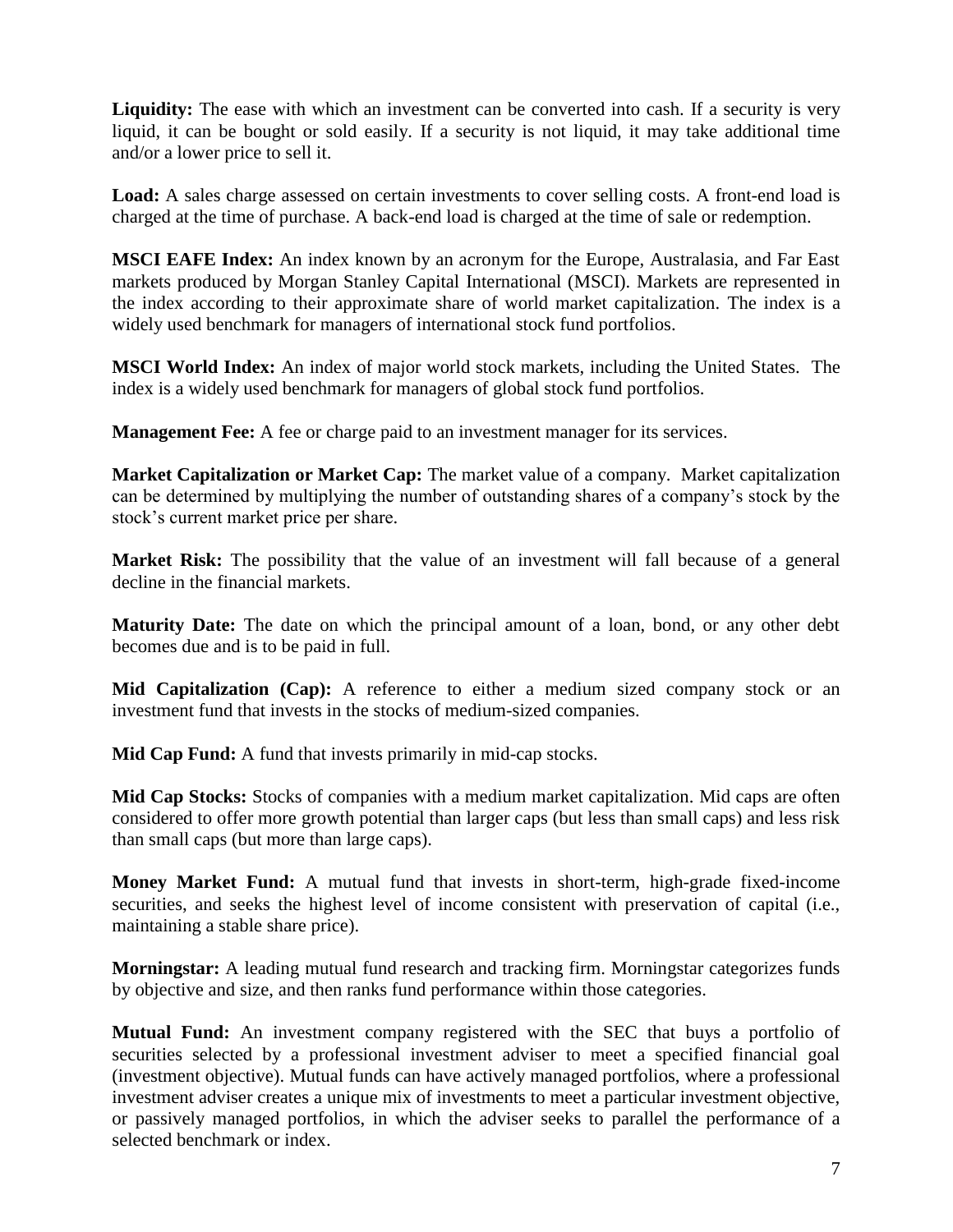**Liquidity:** The ease with which an investment can be converted into cash. If a security is very liquid, it can be bought or sold easily. If a security is not liquid, it may take additional time and/or a lower price to sell it.

**Load:** A sales charge assessed on certain investments to cover selling costs. A front-end load is charged at the time of purchase. A back-end load is charged at the time of sale or redemption.

**MSCI EAFE Index:** An index known by an acronym for the Europe, Australasia, and Far East markets produced by Morgan Stanley Capital International (MSCI). Markets are represented in the index according to their approximate share of world market capitalization. The index is a widely used benchmark for managers of international stock fund portfolios.

**MSCI World Index:** An index of major world stock markets, including the United States. The index is a widely used benchmark for managers of global stock fund portfolios.

**Management Fee:** A fee or charge paid to an investment manager for its services.

**Market Capitalization or Market Cap:** The market value of a company. Market capitalization can be determined by multiplying the number of outstanding shares of a company's stock by the stock's current market price per share.

**Market Risk:** The possibility that the value of an investment will fall because of a general decline in the financial markets.

**Maturity Date:** The date on which the principal amount of a loan, bond, or any other debt becomes due and is to be paid in full.

**Mid Capitalization (Cap):** A reference to either a medium sized company stock or an investment fund that invests in the stocks of medium-sized companies.

**Mid Cap Fund:** A fund that invests primarily in mid-cap stocks.

**Mid Cap Stocks:** Stocks of companies with a medium market capitalization. Mid caps are often considered to offer more growth potential than larger caps (but less than small caps) and less risk than small caps (but more than large caps).

**Money Market Fund:** A mutual fund that invests in short-term, high-grade fixed-income securities, and seeks the highest level of income consistent with preservation of capital (i.e., maintaining a stable share price).

**Morningstar:** A leading mutual fund research and tracking firm. Morningstar categorizes funds by objective and size, and then ranks fund performance within those categories.

**Mutual Fund:** An investment company registered with the SEC that buys a portfolio of securities selected by a professional investment adviser to meet a specified financial goal (investment objective). Mutual funds can have actively managed portfolios, where a professional investment adviser creates a unique mix of investments to meet a particular investment objective, or passively managed portfolios, in which the adviser seeks to parallel the performance of a selected benchmark or index.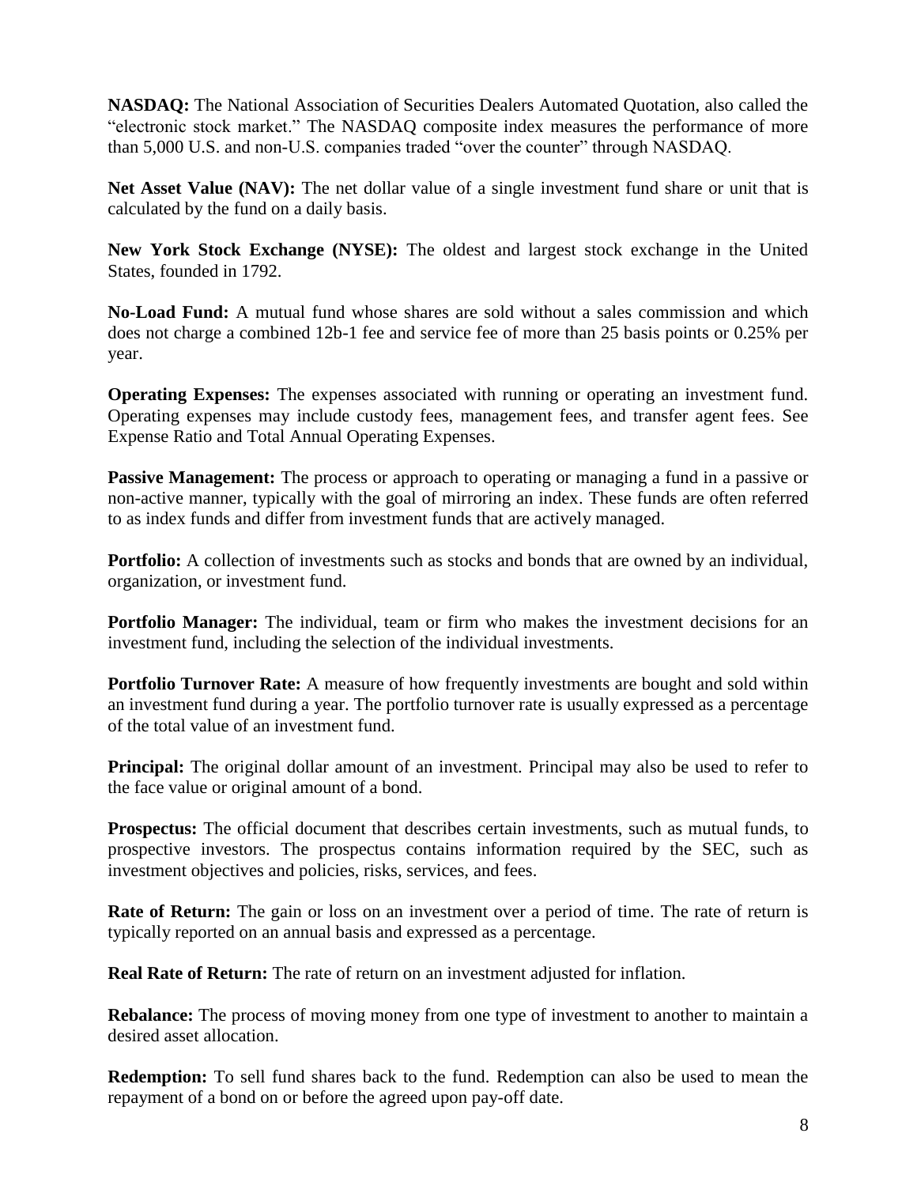**NASDAQ:** The National Association of Securities Dealers Automated Quotation, also called the "electronic stock market." The NASDAQ composite index measures the performance of more than 5,000 U.S. and non-U.S. companies traded "over the counter" through NASDAQ.

**Net Asset Value (NAV):** The net dollar value of a single investment fund share or unit that is calculated by the fund on a daily basis.

**New York Stock Exchange (NYSE):** The oldest and largest stock exchange in the United States, founded in 1792.

**No-Load Fund:** A mutual fund whose shares are sold without a sales commission and which does not charge a combined 12b-1 fee and service fee of more than 25 basis points or 0.25% per year.

**Operating Expenses:** The expenses associated with running or operating an investment fund. Operating expenses may include custody fees, management fees, and transfer agent fees. See Expense Ratio and Total Annual Operating Expenses.

**Passive Management:** The process or approach to operating or managing a fund in a passive or non-active manner, typically with the goal of mirroring an index. These funds are often referred to as index funds and differ from investment funds that are actively managed.

**Portfolio:** A collection of investments such as stocks and bonds that are owned by an individual, organization, or investment fund.

**Portfolio Manager:** The individual, team or firm who makes the investment decisions for an investment fund, including the selection of the individual investments.

**Portfolio Turnover Rate:** A measure of how frequently investments are bought and sold within an investment fund during a year. The portfolio turnover rate is usually expressed as a percentage of the total value of an investment fund.

**Principal:** The original dollar amount of an investment. Principal may also be used to refer to the face value or original amount of a bond.

**Prospectus:** The official document that describes certain investments, such as mutual funds, to prospective investors. The prospectus contains information required by the SEC, such as investment objectives and policies, risks, services, and fees.

**Rate of Return:** The gain or loss on an investment over a period of time. The rate of return is typically reported on an annual basis and expressed as a percentage.

**Real Rate of Return:** The rate of return on an investment adjusted for inflation.

**Rebalance:** The process of moving money from one type of investment to another to maintain a desired asset allocation.

**Redemption:** To sell fund shares back to the fund. Redemption can also be used to mean the repayment of a bond on or before the agreed upon pay-off date.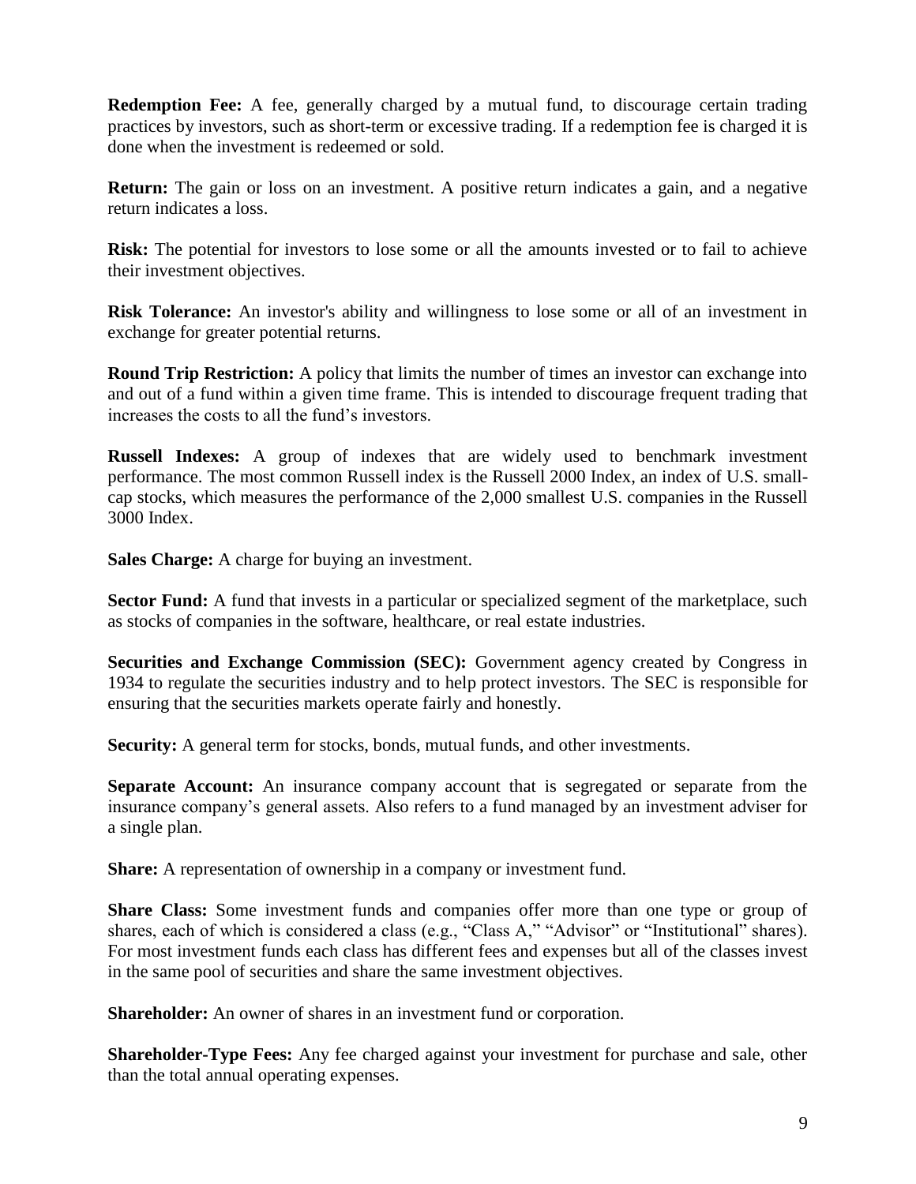**Redemption Fee:** A fee, generally charged by a mutual fund, to discourage certain trading practices by investors, such as short-term or excessive trading. If a redemption fee is charged it is done when the investment is redeemed or sold.

**Return:** The gain or loss on an investment. A positive return indicates a gain, and a negative return indicates a loss.

**Risk:** The potential for investors to lose some or all the amounts invested or to fail to achieve their investment objectives.

**Risk Tolerance:** An investor's ability and willingness to lose some or all of an investment in exchange for greater potential returns.

**Round Trip Restriction:** A policy that limits the number of times an investor can exchange into and out of a fund within a given time frame. This is intended to discourage frequent trading that increases the costs to all the fund's investors.

**Russell Indexes:** A group of indexes that are widely used to benchmark investment performance. The most common Russell index is the Russell 2000 Index, an index of U.S. small-cap stocks, which measures the performance of the 2,000 smallest U.S. companies in the Russell 3000 Index.

**Sales Charge:** A charge for buying an investment.

**Sector Fund:** A fund that invests in a particular or specialized segment of the marketplace, such as stocks of companies in the software, healthcare, or real estate industries.

**Securities and Exchange Commission (SEC):** Government agency created by Congress in 1934 to regulate the securities industry and to help protect investors. The SEC is responsible for ensuring that the securities markets operate fairly and honestly.

**Security:** A general term for stocks, bonds, mutual funds, and other investments.

**Separate Account:** An insurance company account that is segregated or separate from the insurance company's general assets. Also refers to a fund managed by an investment adviser for a single plan.

**Share:** A representation of ownership in a company or investment fund.

**Share Class:** Some investment funds and companies offer more than one type or group of shares, each of which is considered a class (e.g., "Class A," "Advisor" or "Institutional" shares). For most investment funds each class has different fees and expenses but all of the classes invest in the same pool of securities and share the same investment objectives.

**Shareholder:** An owner of shares in an investment fund or corporation.

**Shareholder-Type Fees:** Any fee charged against your investment for purchase and sale, other than the total annual operating expenses.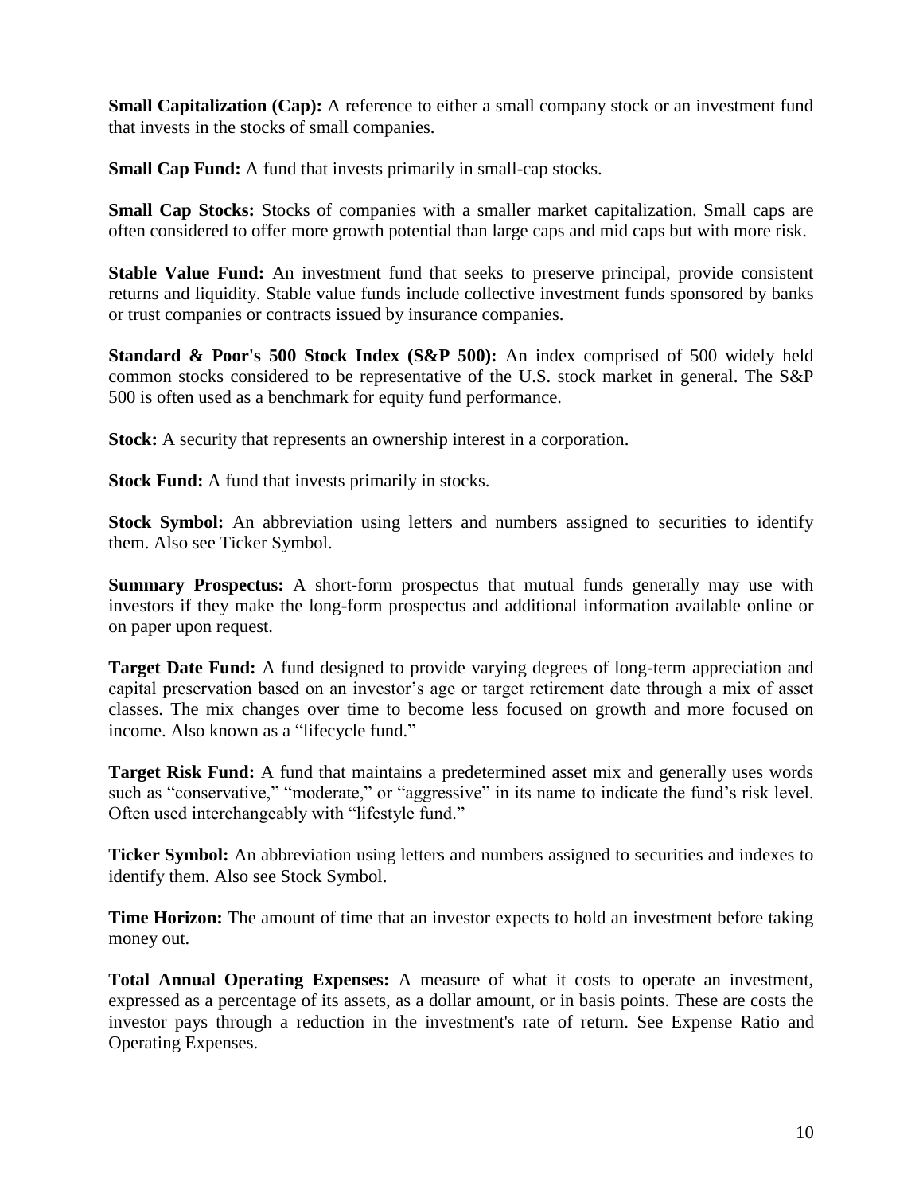**Small Capitalization (Cap):** A reference to either a small company stock or an investment fund that invests in the stocks of small companies.

**Small Cap Fund:** A fund that invests primarily in small-cap stocks.

**Small Cap Stocks:** Stocks of companies with a smaller market capitalization. Small caps are often considered to offer more growth potential than large caps and mid caps but with more risk.

**Stable Value Fund:** An investment fund that seeks to preserve principal, provide consistent returns and liquidity. Stable value funds include collective investment funds sponsored by banks or trust companies or contracts issued by insurance companies.

**Standard & Poor's 500 Stock Index (S&P 500):** An index comprised of 500 widely held common stocks considered to be representative of the U.S. stock market in general. The S&P 500 is often used as a benchmark for equity fund performance.

**Stock:** A security that represents an ownership interest in a corporation.

**Stock Fund:** A fund that invests primarily in stocks.

**Stock Symbol:** An abbreviation using letters and numbers assigned to securities to identify them. Also see Ticker Symbol.

**Summary Prospectus:** A short-form prospectus that mutual funds generally may use with investors if they make the long-form prospectus and additional information available online or on paper upon request.

**Target Date Fund:** A fund designed to provide varying degrees of long-term appreciation and capital preservation based on an investor's age or target retirement date through a mix of asset classes. The mix changes over time to become less focused on growth and more focused on income. Also known as a "lifecycle fund."

**Target Risk Fund:** A fund that maintains a predetermined asset mix and generally uses words such as "conservative," "moderate," or "aggressive" in its name to indicate the fund's risk level. Often used interchangeably with "lifestyle fund."

**Ticker Symbol:** An abbreviation using letters and numbers assigned to securities and indexes to identify them. Also see Stock Symbol.

**Time Horizon:** The amount of time that an investor expects to hold an investment before taking money out.

**Total Annual Operating Expenses:** A measure of what it costs to operate an investment, expressed as a percentage of its assets, as a dollar amount, or in basis points. These are costs the investor pays through a reduction in the investment's rate of return. See Expense Ratio and Operating Expenses.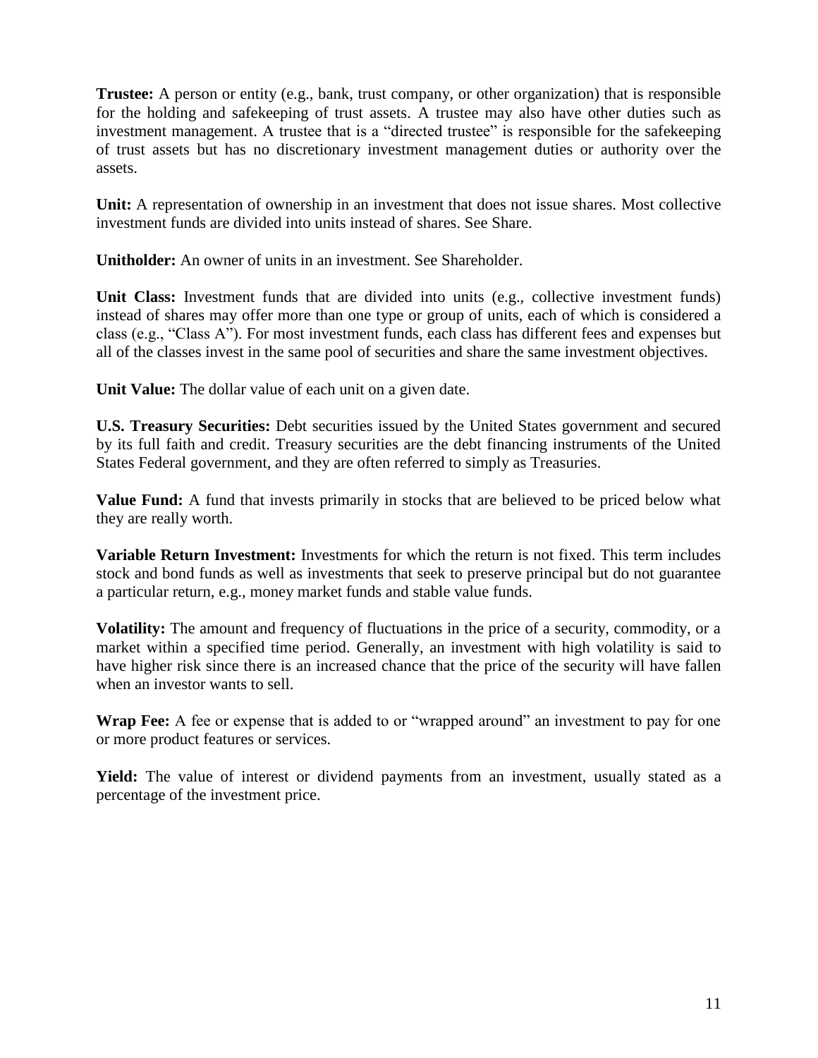**Trustee:** A person or entity (e.g., bank, trust company, or other organization) that is responsible for the holding and safekeeping of trust assets. A trustee may also have other duties such as investment management. A trustee that is a "directed trustee" is responsible for the safekeeping of trust assets but has no discretionary investment management duties or authority over the assets.

**Unit:** A representation of ownership in an investment that does not issue shares. Most collective investment funds are divided into units instead of shares. See Share.

**Unitholder:** An owner of units in an investment. See Shareholder.

**Unit Class:** Investment funds that are divided into units (e.g., collective investment funds) instead of shares may offer more than one type or group of units, each of which is considered a class (e.g., "Class A"). For most investment funds, each class has different fees and expenses but all of the classes invest in the same pool of securities and share the same investment objectives.

**Unit Value:** The dollar value of each unit on a given date.

**U.S. Treasury Securities:** Debt securities issued by the United States government and secured by its full faith and credit. Treasury securities are the debt financing instruments of the United States Federal government, and they are often referred to simply as Treasuries.

**Value Fund:** A fund that invests primarily in stocks that are believed to be priced below what they are really worth.

**Variable Return Investment:** Investments for which the return is not fixed. This term includes stock and bond funds as well as investments that seek to preserve principal but do not guarantee a particular return, e.g., money market funds and stable value funds.

**Volatility:** The amount and frequency of fluctuations in the price of a security, commodity, or a market within a specified time period. Generally, an investment with high volatility is said to have higher risk since there is an increased chance that the price of the security will have fallen when an investor wants to sell.

**Wrap Fee:** A fee or expense that is added to or "wrapped around" an investment to pay for one or more product features or services.

**Yield:** The value of interest or dividend payments from an investment, usually stated as a percentage of the investment price.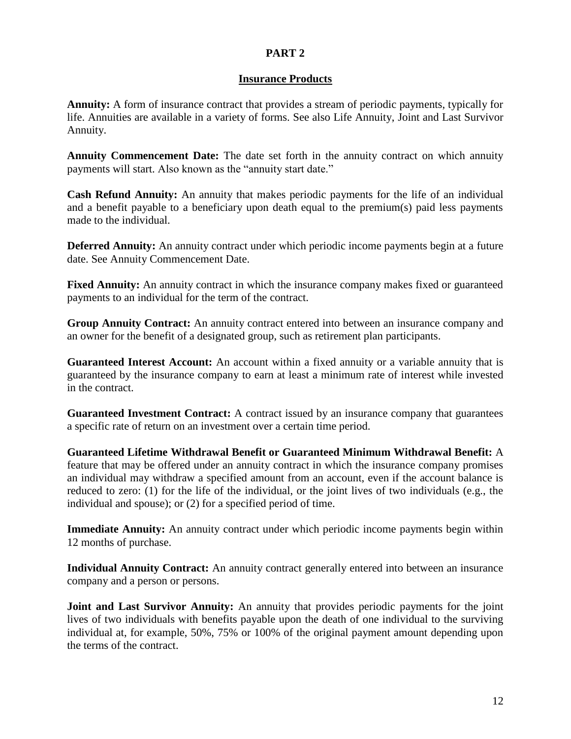# PART 2

## Insurance Products

**Annuity:** A form of insurance contract that provides a stream of periodic payments, typically for life. Annuities are available in a variety of forms. See also Life Annuity, Joint and Last Survivor Annuity.

**Annuity Commencement Date:** The date set forth in the annuity contract on which annuity payments will start. Also known as the "annuity start date."

**Cash Refund Annuity:** An annuity that makes periodic payments for the life of an individual and a benefit payable to a beneficiary upon death equal to the premium(s) paid less payments made to the individual.

**Deferred Annuity:** An annuity contract under which periodic income payments begin at a future date. See Annuity Commencement Date.

**Fixed Annuity:** An annuity contract in which the insurance company makes fixed or guaranteed payments to an individual for the term of the contract.

**Group Annuity Contract:** An annuity contract entered into between an insurance company and an owner for the benefit of a designated group, such as retirement plan participants.

**Guaranteed Interest Account:** An account within a fixed annuity or a variable annuity that is guaranteed by the insurance company to earn at least a minimum rate of interest while invested in the contract.

**Guaranteed Investment Contract:** A contract issued by an insurance company that guarantees a specific rate of return on an investment over a certain time period.

**Guaranteed Lifetime Withdrawal Benefit or Guaranteed Minimum Withdrawal Benefit:** A feature that may be offered under an annuity contract in which the insurance company promises an individual may withdraw a specified amount from an account, even if the account balance is reduced to zero: (1) for the life of the individual, or the joint lives of two individuals (e.g., the individual and spouse); or (2) for a specified period of time.

**Immediate Annuity:** An annuity contract under which periodic income payments begin within 12 months of purchase.

**Individual Annuity Contract:** An annuity contract generally entered into between an insurance company and a person or persons.

**Joint and Last Survivor Annuity:** An annuity that provides periodic payments for the joint lives of two individuals with benefits payable upon the death of one individual to the surviving individual at, for example, 50%, 75% or 100% of the original payment amount depending upon the terms of the contract.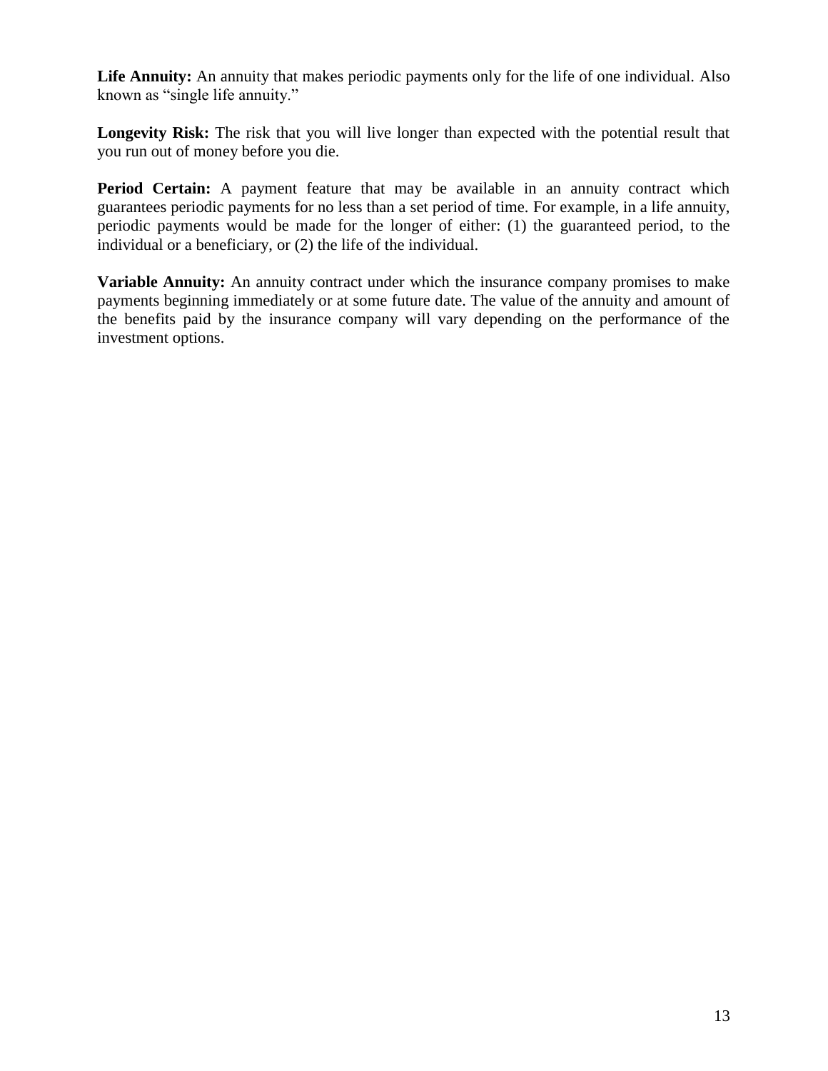**Life Annuity:** An annuity that makes periodic payments only for the life of one individual. Also known as "single life annuity."

**Longevity Risk:** The risk that you will live longer than expected with the potential result that you run out of money before you die.

**Period Certain:** A payment feature that may be available in an annuity contract which guarantees periodic payments for no less than a set period of time. For example, in a life annuity, periodic payments would be made for the longer of either: (1) the guaranteed period, to the individual or a beneficiary, or (2) the life of the individual.

**Variable Annuity:** An annuity contract under which the insurance company promises to make payments beginning immediately or at some future date. The value of the annuity and amount of the benefits paid by the insurance company will vary depending on the performance of the investment options.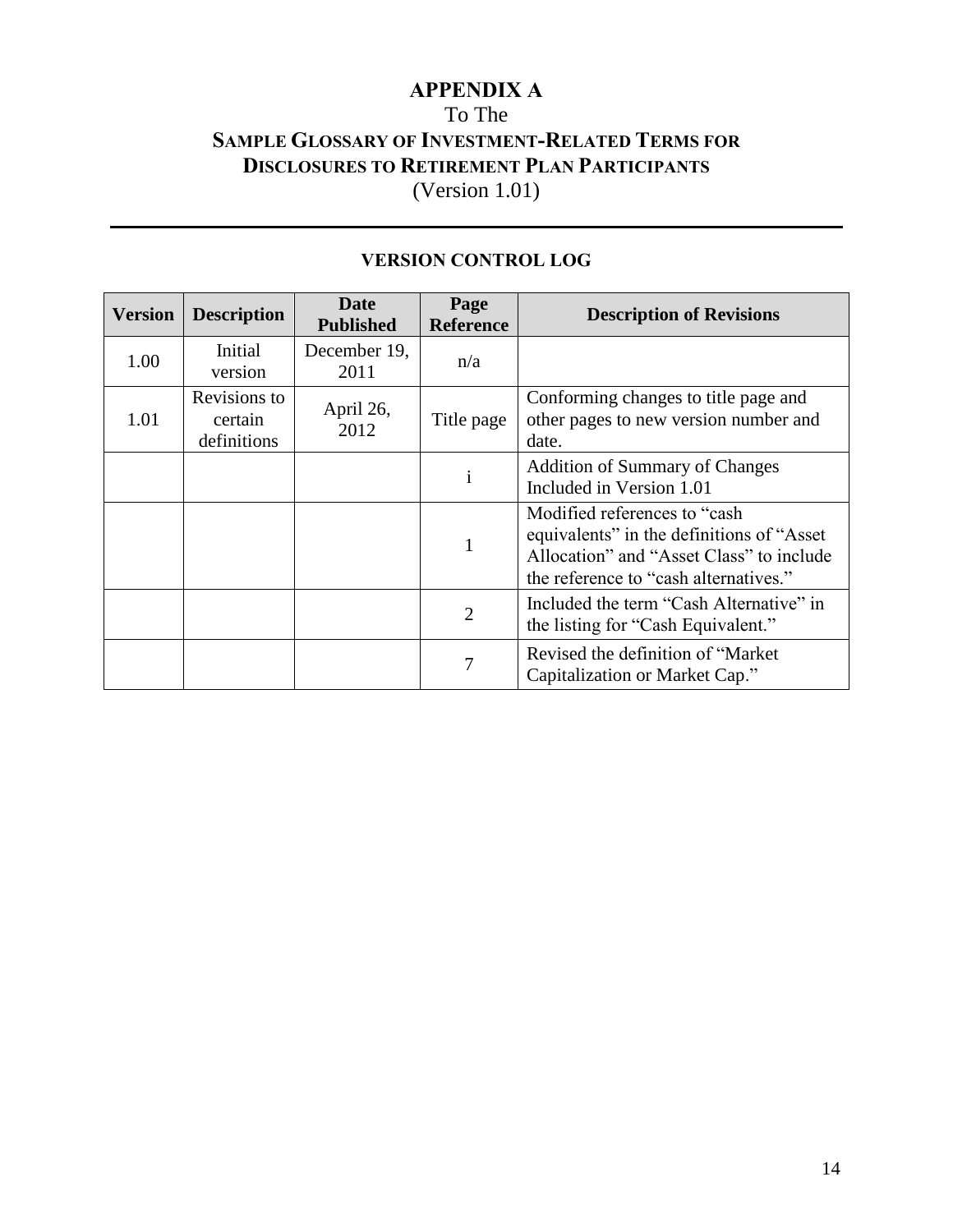# APPENDIX A

To The

## SAMPLE GLOSSARY OF INVESTMENT-RELATED TERMS FOR DISCLOSURES TO RETIREMENT PLAN PARTICIPANTS

(Version 1.01)

---

### VERSION CONTROL LOG

| Version | Description | Date Published | Page Reference | Description of Revisions |
|---|---|---|---|---|
| 1.00 | Initial version | December 19, 2011 | n/a | |
| 1.01 | Revisions to certain definitions | April 26, 2012 | Title page | Conforming changes to title page and other pages to new version number and date. |
| | | | i | Addition of Summary of Changes Included in Version 1.01 |
| | | | 1 | Modified references to "cash equivalents" in the definitions of "Asset Allocation" and "Asset Class" to include the reference to "cash alternatives." |
| | | | 2 | Included the term "Cash Alternative" in the listing for "Cash Equivalent." |
| | | | 7 | Revised the definition of "Market Capitalization or Market Cap." |